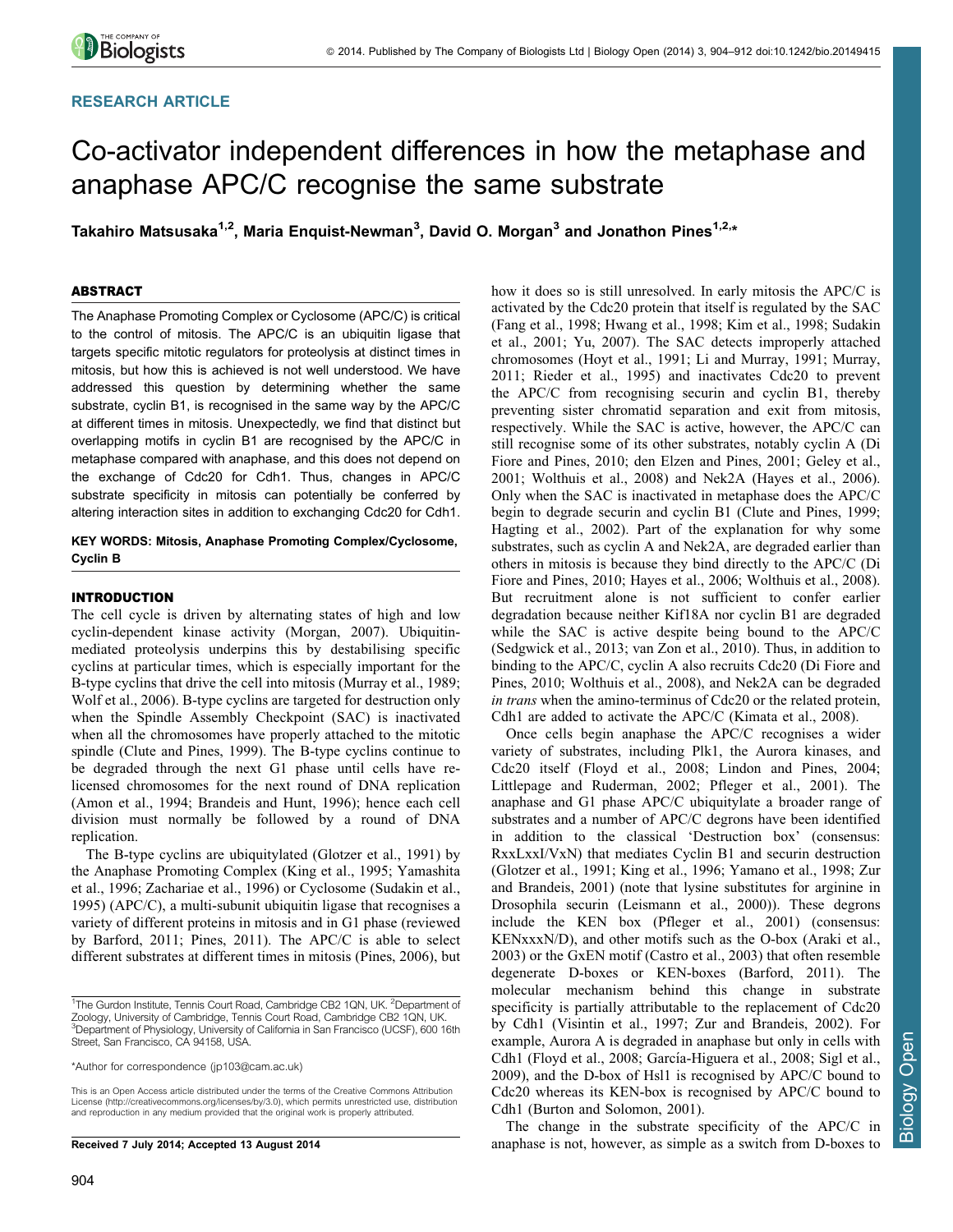## RESEARCH ARTICLE

# Co-activator independent differences in how the metaphase and anaphase APC/C recognise the same substrate

**Takahiro Matsusaka[1,2], Maria Enquist-Newman[3], David O. Morgan[3] and Jonathon Pines[1,2,*]**

### ABSTRACT

The Anaphase Promoting Complex or Cyclosome (APC/C) is critical to the control of mitosis. The APC/C is an ubiquitin ligase that targets specific mitotic regulators for proteolysis at distinct times in mitosis, but how this is achieved is not well understood. We have addressed this question by determining whether the same substrate, cyclin B1, is recognised in the same way by the APC/C at different times in mitosis. Unexpectedly, we find that distinct but overlapping motifs in cyclin B1 are recognised by the APC/C in metaphase compared with anaphase, and this does not depend on the exchange of Cdc20 for Cdh1. Thus, changes in APC/C substrate specificity in mitosis can potentially be conferred by altering interaction sites in addition to exchanging Cdc20 for Cdh1.

**KEY WORDS: Mitosis, Anaphase Promoting Complex/Cyclosome, Cyclin B**

### INTRODUCTION

The cell cycle is driven by alternating states of high and low cyclin-dependent kinase activity (Morgan, 2007). Ubiquitin-mediated proteolysis underpins this by destabilising specific cyclins at particular times, which is especially important for the B-type cyclins that drive the cell into mitosis (Murray et al., 1989; Wolf et al., 2006). B-type cyclins are targeted for destruction only when the Spindle Assembly Checkpoint (SAC) is inactivated when all the chromosomes have properly attached to the mitotic spindle (Clute and Pines, 1999). The B-type cyclins continue to be degraded through the next G1 phase until cells have re-licensed chromosomes for the next round of DNA replication (Amon et al., 1994; Brandeis and Hunt, 1996); hence each cell division must normally be followed by a round of DNA replication.

The B-type cyclins are ubiquitylated (Glotzer et al., 1991) by the Anaphase Promoting Complex (King et al., 1995; Yamashita et al., 1996; Zachariae et al., 1996) or Cyclosome (Sudakin et al., 1995) (APC/C), a multi-subunit ubiquitin ligase that recognises a variety of different proteins in mitosis and in G1 phase (reviewed by Barford, 2011; Pines, 2011). The APC/C is able to select different substrates at different times in mitosis (Pines, 2006), but how it does so is still unresolved. In early mitosis the APC/C is activated by the Cdc20 protein that itself is regulated by the SAC (Fang et al., 1998; Hwang et al., 1998; Kim et al., 1998; Sudakin et al., 2001; Yu, 2007). The SAC detects improperly attached chromosomes (Hoyt et al., 1991; Li and Murray, 1991; Murray, 2011; Rieder et al., 1995) and inactivates Cdc20 to prevent the APC/C from recognising securin and cyclin B1, thereby preventing sister chromatid separation and exit from mitosis, respectively. While the SAC is active, however, the APC/C can still recognise some of its other substrates, notably cyclin A (Di Fiore and Pines, 2010; den Elzen and Pines, 2001; Geley et al., 2001; Wolthuis et al., 2008) and Nek2A (Hayes et al., 2006). Only when the SAC is inactivated in metaphase does the APC/C begin to degrade securin and cyclin B1 (Clute and Pines, 1999; Hagting et al., 2002). Part of the explanation for why some substrates, such as cyclin A and Nek2A, are degraded earlier than others in mitosis is because they bind directly to the APC/C (Di Fiore and Pines, 2010; Hayes et al., 2006; Wolthuis et al., 2008). But recruitment alone is not sufficient to confer earlier degradation because neither Kif18A nor cyclin B1 are degraded while the SAC is active despite being bound to the APC/C (Sedgwick et al., 2013; van Zon et al., 2010). Thus, in addition to binding to the APC/C, cyclin A also recruits Cdc20 (Di Fiore and Pines, 2010; Wolthuis et al., 2008), and Nek2A can be degraded *in trans* when the amino-terminus of Cdc20 or the related protein, Cdh1 are added to activate the APC/C (Kimata et al., 2008).

Once cells begin anaphase the APC/C recognises a wider variety of substrates, including Plk1, the Aurora kinases, and Cdc20 itself (Floyd et al., 2008; Lindon and Pines, 2004; Littlepage and Ruderman, 2002; Pfleger et al., 2001). The anaphase and G1 phase APC/C ubiquitylate a broader range of substrates and a number of APC/C degrons have been identified in addition to the classical 'Destruction box' (consensus: RxxLxxI/VxN) that mediates Cyclin B1 and securin destruction (Glotzer et al., 1991; King et al., 1996; Yamano et al., 1998; Zur and Brandeis, 2001) (note that lysine substitutes for arginine in Drosophila securin (Leismann et al., 2000)). These degrons include the KEN box (Pfleger et al., 2001) (consensus: KENxxxN/D), and other motifs such as the O-box (Araki et al., 2003) or the GxEN motif (Castro et al., 2003) that often resemble degenerate D-boxes or KEN-boxes (Barford, 2011). The molecular mechanism behind this change in substrate specificity is partially attributable to the replacement of Cdc20 by Cdh1 (Visintin et al., 1997; Zur and Brandeis, 2002). For example, Aurora A is degraded in anaphase but only in cells with Cdh1 (Floyd et al., 2008; García-Higuera et al., 2008; Sigl et al., 2009), and the D-box of Hsl1 is recognised by APC/C bound to Cdc20 whereas its KEN-box is recognised by APC/C bound to Cdh1 (Burton and Solomon, 2001).

The change in the substrate specificity of the APC/C in anaphase is not, however, as simple as a switch from D-boxes to

---

[1]The Gurdon Institute, Tennis Court Road, Cambridge CB2 1QN, UK. [2]Department of Zoology, University of Cambridge, Tennis Court Road, Cambridge CB2 1QN, UK. [3]Department of Physiology, University of California in San Francisco (UCSF), 600 16th Street, San Francisco, CA 94158, USA.

*Author for correspondence (jp103@cam.ac.uk)

This is an Open Access article distributed under the terms of the Creative Commons Attribution License (http://creativecommons.org/licenses/by/3.0), which permits unrestricted use, distribution and reproduction in any medium provided that the original work is properly attributed.

**Received 7 July 2014; Accepted 13 August 2014**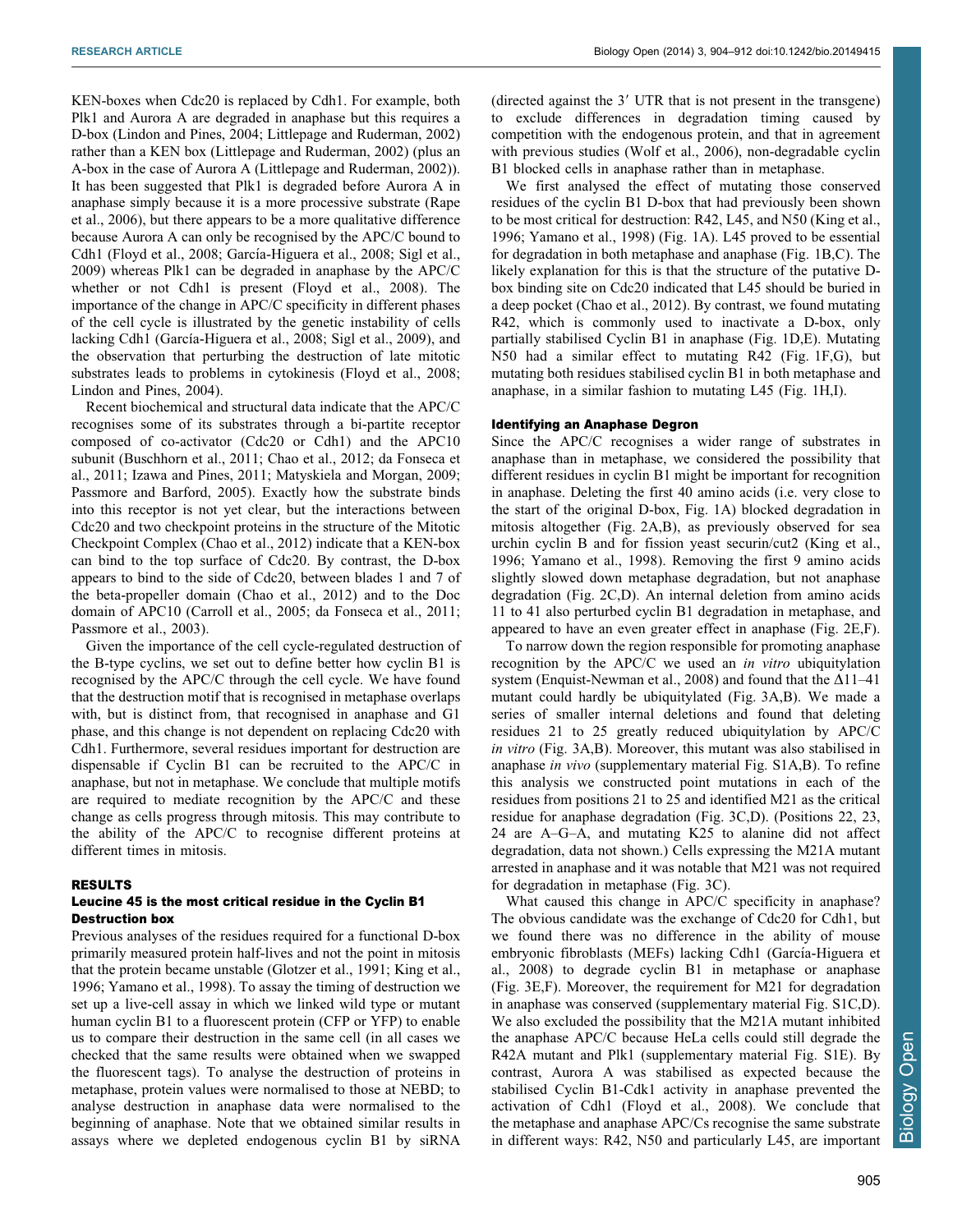KEN-boxes when Cdc20 is replaced by Cdh1. For example, both Plk1 and Aurora A are degraded in anaphase but this requires a D-box (Lindon and Pines, 2004; Littlepage and Ruderman, 2002) rather than a KEN box (Littlepage and Ruderman, 2002) (plus an A-box in the case of Aurora A (Littlepage and Ruderman, 2002)). It has been suggested that Plk1 is degraded before Aurora A in anaphase simply because it is a more processive substrate (Rape et al., 2006), but there appears to be a more qualitative difference because Aurora A can only be recognised by the APC/C bound to Cdh1 (Floyd et al., 2008; García-Higuera et al., 2008; Sigl et al., 2009) whereas Plk1 can be degraded in anaphase by the APC/C whether or not Cdh1 is present (Floyd et al., 2008). The importance of the change in APC/C specificity in different phases of the cell cycle is illustrated by the genetic instability of cells lacking Cdh1 (García-Higuera et al., 2008; Sigl et al., 2009), and the observation that perturbing the destruction of late mitotic substrates leads to problems in cytokinesis (Floyd et al., 2008; Lindon and Pines, 2004).

Recent biochemical and structural data indicate that the APC/C recognises some of its substrates through a bi-partite receptor composed of co-activator (Cdc20 or Cdh1) and the APC10 subunit (Buschhorn et al., 2011; Chao et al., 2012; da Fonseca et al., 2011; Izawa and Pines, 2011; Matyskiela and Morgan, 2009; Passmore and Barford, 2005). Exactly how the substrate binds into this receptor is not yet clear, but the interactions between Cdc20 and two checkpoint proteins in the structure of the Mitotic Checkpoint Complex (Chao et al., 2012) indicate that a KEN-box can bind to the top surface of Cdc20. By contrast, the D-box appears to bind to the side of Cdc20, between blades 1 and 7 of the beta-propeller domain (Chao et al., 2012) and to the Doc domain of APC10 (Carroll et al., 2005; da Fonseca et al., 2011; Passmore et al., 2003).

Given the importance of the cell cycle-regulated destruction of the B-type cyclins, we set out to define better how cyclin B1 is recognised by the APC/C through the cell cycle. We have found that the destruction motif that is recognised in metaphase overlaps with, but is distinct from, that recognised in anaphase and G1 phase, and this change is not dependent on replacing Cdc20 with Cdh1. Furthermore, several residues important for destruction are dispensable if Cyclin B1 can be recruited to the APC/C in anaphase, but not in metaphase. We conclude that multiple motifs are required to mediate recognition by the APC/C and these change as cells progress through mitosis. This may contribute to the ability of the APC/C to recognise different proteins at different times in mitosis.

## RESULTS

### Leucine 45 is the most critical residue in the Cyclin B1 Destruction box

Previous analyses of the residues required for a functional D-box primarily measured protein half-lives and not the point in mitosis that the protein became unstable (Glotzer et al., 1991; King et al., 1996; Yamano et al., 1998). To assay the timing of destruction we set up a live-cell assay in which we linked wild type or mutant human cyclin B1 to a fluorescent protein (CFP or YFP) to enable us to compare their destruction in the same cell (in all cases we checked that the same results were obtained when we swapped the fluorescent tags). To analyse the destruction of proteins in metaphase, protein values were normalised to those at NEBD; to analyse destruction in anaphase data were normalised to the beginning of anaphase. Note that we obtained similar results in assays where we depleted endogenous cyclin B1 by siRNA (directed against the 3′ UTR that is not present in the transgene) to exclude differences in degradation timing caused by competition with the endogenous protein, and that in agreement with previous studies (Wolf et al., 2006), non-degradable cyclin B1 blocked cells in anaphase rather than in metaphase.

We first analysed the effect of mutating those conserved residues of the cyclin B1 D-box that had previously been shown to be most critical for destruction: R42, L45, and N50 (King et al., 1996; Yamano et al., 1998) (Fig. 1A). L45 proved to be essential for degradation in both metaphase and anaphase (Fig. 1B,C). The likely explanation for this is that the structure of the putative D-box binding site on Cdc20 indicated that L45 should be buried in a deep pocket (Chao et al., 2012). By contrast, we found mutating R42, which is commonly used to inactivate a D-box, only partially stabilised Cyclin B1 in anaphase (Fig. 1D,E). Mutating N50 had a similar effect to mutating R42 (Fig. 1F,G), but mutating both residues stabilised cyclin B1 in both metaphase and anaphase, in a similar fashion to mutating L45 (Fig. 1H,I).

### Identifying an Anaphase Degron

Since the APC/C recognises a wider range of substrates in anaphase than in metaphase, we considered the possibility that different residues in cyclin B1 might be important for recognition in anaphase. Deleting the first 40 amino acids (i.e. very close to the start of the original D-box, Fig. 1A) blocked degradation in mitosis altogether (Fig. 2A,B), as previously observed for sea urchin cyclin B and for fission yeast securin/cut2 (King et al., 1996; Yamano et al., 1998). Removing the first 9 amino acids slightly slowed down metaphase degradation, but not anaphase degradation (Fig. 2C,D). An internal deletion from amino acids 11 to 41 also perturbed cyclin B1 degradation in metaphase, and appeared to have an even greater effect in anaphase (Fig. 2E,F).

To narrow down the region responsible for promoting anaphase recognition by the APC/C we used an *in vitro* ubiquitylation system (Enquist-Newman et al., 2008) and found that the Δ11–41 mutant could hardly be ubiquitylated (Fig. 3A,B). We made a series of smaller internal deletions and found that deleting residues 21 to 25 greatly reduced ubiquitylation by APC/C *in vitro* (Fig. 3A,B). Moreover, this mutant was also stabilised in anaphase *in vivo* (supplementary material Fig. S1A,B). To refine this analysis we constructed point mutations in each of the residues from positions 21 to 25 and identified M21 as the critical residue for anaphase degradation (Fig. 3C,D). (Positions 22, 23, 24 are A–G–A, and mutating K25 to alanine did not affect degradation, data not shown.) Cells expressing the M21A mutant arrested in anaphase and it was notable that M21 was not required for degradation in metaphase (Fig. 3C).

What caused this change in APC/C specificity in anaphase? The obvious candidate was the exchange of Cdc20 for Cdh1, but we found there was no difference in the ability of mouse embryonic fibroblasts (MEFs) lacking Cdh1 (García-Higuera et al., 2008) to degrade cyclin B1 in metaphase or anaphase (Fig. 3E,F). Moreover, the requirement for M21 for degradation in anaphase was conserved (supplementary material Fig. S1C,D). We also excluded the possibility that the M21A mutant inhibited the anaphase APC/C because HeLa cells could still degrade the R42A mutant and Plk1 (supplementary material Fig. S1E). By contrast, Aurora A was stabilised as expected because the stabilised Cyclin B1-Cdk1 activity in anaphase prevented the activation of Cdh1 (Floyd et al., 2008). We conclude that the metaphase and anaphase APC/Cs recognise the same substrate in different ways: R42, N50 and particularly L45, are important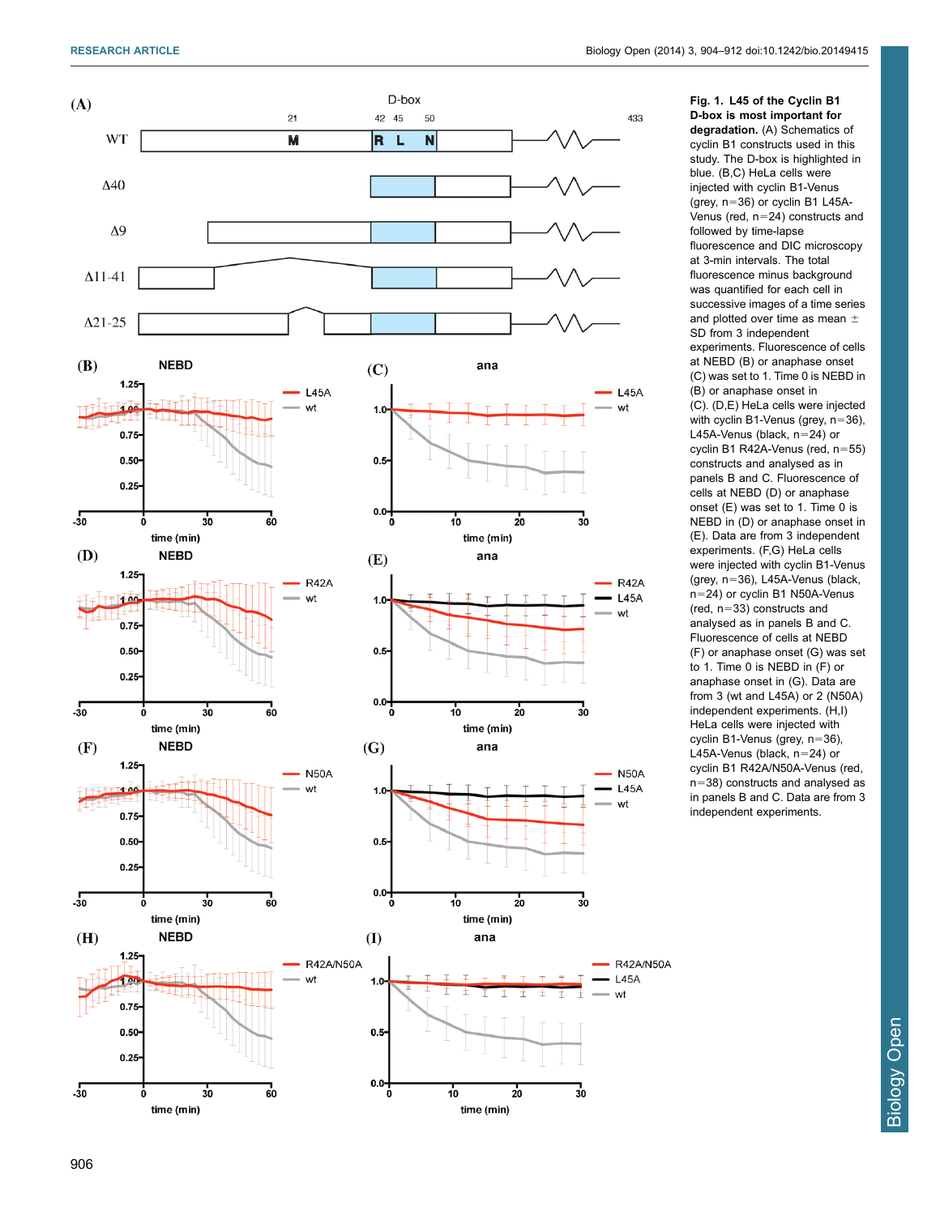**Fig. 1. L45 of the Cyclin B1 D-box is most important for degradation.** (A) Schematics of cyclin B1 constructs used in this study. The D-box is highlighted in blue. (B,C) HeLa cells were injected with cyclin B1-Venus (grey, n=36) or cyclin B1 L45A-Venus (red, n=24) constructs and followed by time-lapse fluorescence and DIC microscopy at 3-min intervals. The total fluorescence minus background was quantified for each cell in successive images of a time series and plotted over time as mean ± SD from 3 independent experiments. Fluorescence of cells at NEBD (B) or anaphase onset (C) was set to 1. Time 0 is NEBD in (B) or anaphase onset in (C). (D,E) HeLa cells were injected with cyclin B1-Venus (grey, n=36), L45A-Venus (black, n=24) or cyclin B1 R42A-Venus (red, n=55) constructs and analysed as in panels B and C. Fluorescence of cells at NEBD (D) or anaphase onset (E) was set to 1. Time 0 is NEBD in (D) or anaphase onset in (E). Data are from 3 independent experiments. (F,G) HeLa cells were injected with cyclin B1-Venus (grey, n=36), L45A-Venus (black, n=24) or cyclin B1 N50A-Venus (red, n=33) constructs and analysed as in panels B and C. Fluorescence of cells at NEBD (F) or anaphase onset (G) was set to 1. Time 0 is NEBD in (G) or anaphase onset in (G). Data are from 3 (wt and L45A) or 2 (N50A) independent experiments. (H,I) HeLa cells were injected with cyclin B1-Venus (grey, n=36), L45A-Venus (black, n=24) or cyclin B1 R42A/N50A-Venus (red, n=38) constructs and analysed as in panels B and C. Data are from 3 independent experiments.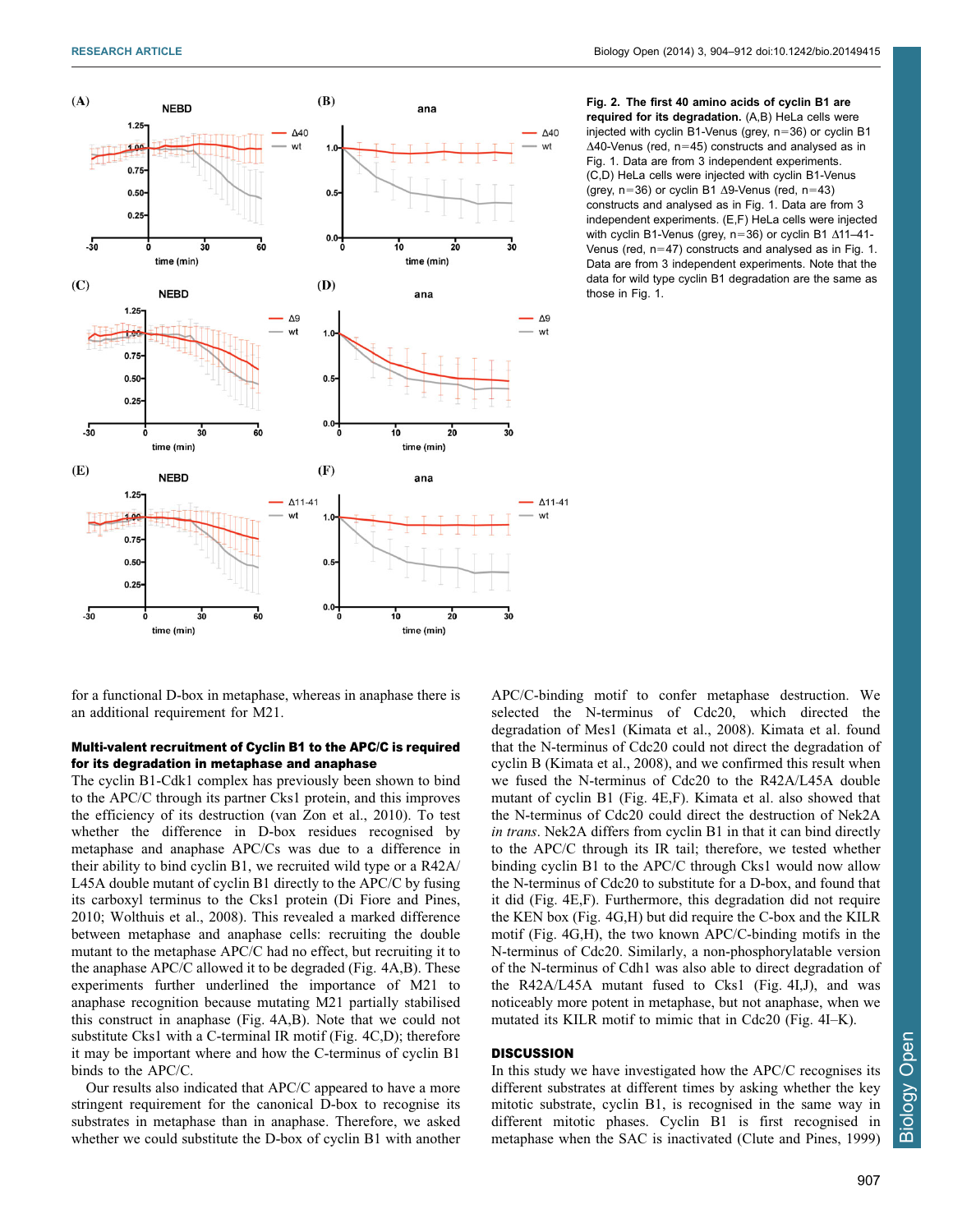**Fig. 2. The first 40 amino acids of cyclin B1 are required for its degradation.** (A,B) HeLa cells were injected with cyclin B1-Venus (grey, n=36) or cyclin B1 Δ40-Venus (red, n=45) constructs and analysed as in Fig. 1. Data are from 3 independent experiments. (C,D) HeLa cells were injected with cyclin B1-Venus (grey, n=36) or cyclin B1 Δ9-Venus (red, n=43) constructs and analysed as in Fig. 1. Data are from 3 independent experiments. (E,F) HeLa cells were injected with cyclin B1-Venus (grey, n=36) or cyclin B1 Δ11–41-Venus (red, n=47) constructs and analysed as in Fig. 1. Data are from 3 independent experiments. Note that the data for wild type cyclin B1 degradation are the same as those in Fig. 1.

for a functional D-box in metaphase, whereas in anaphase there is an additional requirement for M21.

### Multi-valent recruitment of Cyclin B1 to the APC/C is required for its degradation in metaphase and anaphase

The cyclin B1-Cdk1 complex has previously been shown to bind to the APC/C through its partner Cks1 protein, and this improves the efficiency of its destruction (van Zon et al., 2010). To test whether the difference in D-box residues recognised by metaphase and anaphase APC/Cs was due to a difference in their ability to bind cyclin B1, we recruited wild type or a R42A/L45A double mutant of cyclin B1 directly to the APC/C by fusing its carboxyl terminus to the Cks1 protein (Di Fiore and Pines, 2010; Wolthuis et al., 2008). This revealed a marked difference between metaphase and anaphase cells: recruiting the double mutant to the metaphase APC/C had no effect, but recruiting it to the anaphase APC/C allowed it to be degraded (Fig. 4A,B). These experiments further underlined the importance of M21 to anaphase recognition because mutating M21 partially stabilised this construct in anaphase (Fig. 4A,B). Note that we could not substitute Cks1 with a C-terminal IR motif (Fig. 4C,D); therefore it may be important where and how the C-terminus of cyclin B1 binds to the APC/C.

Our results also indicated that APC/C appeared to have a more stringent requirement for the canonical D-box to recognise its substrates in metaphase than in anaphase. Therefore, we asked whether we could substitute the D-box of cyclin B1 with another APC/C-binding motif to confer metaphase destruction. We selected the N-terminus of Cdc20, which directed the degradation of Mes1 (Kimata et al., 2008). Kimata et al. found that the N-terminus of Cdc20 could not direct the degradation of cyclin B (Kimata et al., 2008), and we confirmed this result when we fused the N-terminus of Cdc20 to the R42A/L45A double mutant of cyclin B1 (Fig. 4E,F). Kimata et al. also showed that the N-terminus of Cdc20 could direct the destruction of Nek2A *in trans*. Nek2A differs from cyclin B1 in that it can bind directly to the APC/C through its IR tail; therefore, we tested whether binding cyclin B1 to the APC/C through Cks1 would now allow the N-terminus of Cdc20 to substitute for a D-box, and found that it did (Fig. 4E,F). Furthermore, this degradation did not require the KEN box (Fig. 4G,H) but did require the C-box and the KILR motif (Fig. 4G,H), the two known APC/C-binding motifs in the N-terminus of Cdc20. Similarly, a non-phosphorylatable version of the N-terminus of Cdh1 was also able to direct degradation of the R42A/L45A mutant fused to Cks1 (Fig. 4I,J), and was noticeably more potent in metaphase, but not anaphase, when we mutated its KILR motif to mimic that in Cdc20 (Fig. 4I–K).

## DISCUSSION

In this study we have investigated how the APC/C recognises its different substrates at different times by asking whether the key mitotic substrate, cyclin B1, is recognised in the same way in different mitotic phases. Cyclin B1 is first recognised in metaphase when the SAC is inactivated (Clute and Pines, 1999)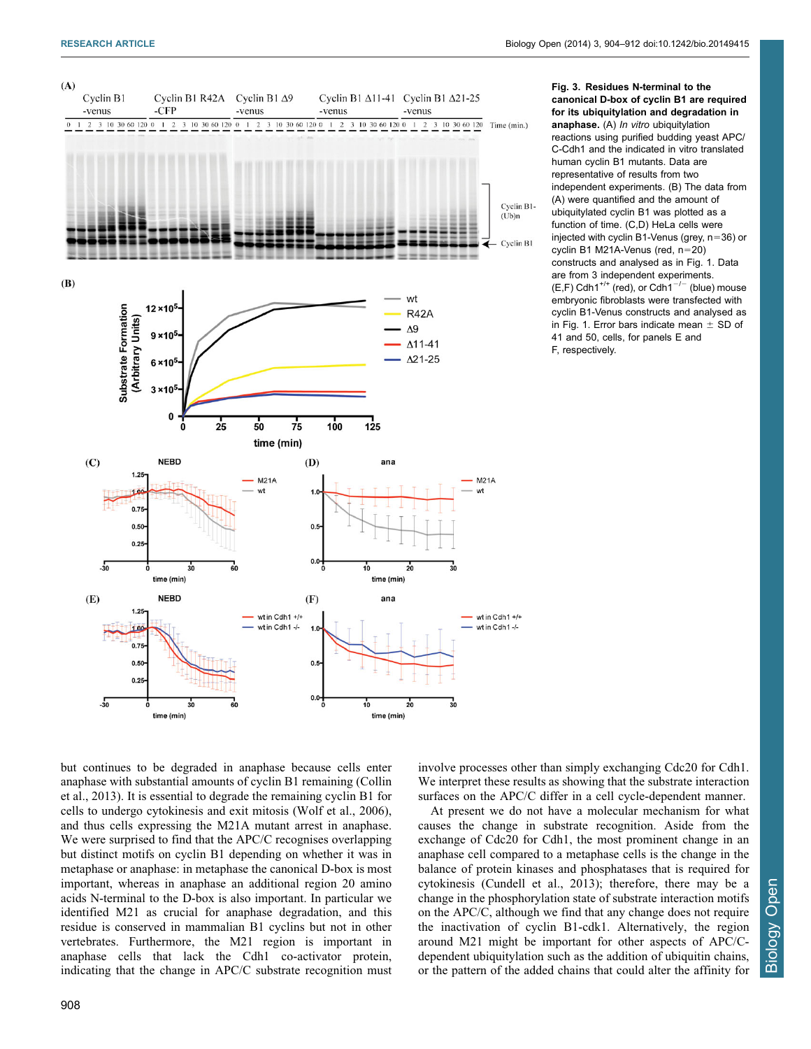**Fig. 3. Residues N-terminal to the canonical D-box of cyclin B1 are required for its ubiquitylation and degradation in anaphase.** (A) *In vitro* ubiquitylation reactions using purified budding yeast APC/C-Cdh1 and the indicated in vitro translated human cyclin B1 mutants. Data are representative of results from two independent experiments. (B) The data from (A) were quantified and the amount of ubiquitylated cyclin B1 was plotted as a function of time. (C,D) HeLa cells were injected with cyclin B1-Venus (grey, n=36) or cyclin B1 M21A-Venus (red, n=20) constructs and analysed as in Fig. 1. Data are from 3 independent experiments. (E,F) Cdh1$^{+/+}$ (red), or Cdh1$^{-/-}$ (blue) mouse embryonic fibroblasts were transfected with cyclin B1-Venus constructs and analysed as in Fig. 1. Error bars indicate mean ± SD of 41 and 50, cells, for panels E and F, respectively.

but continues to be degraded in anaphase because cells enter anaphase with substantial amounts of cyclin B1 remaining (Collin et al., 2013). It is essential to degrade the remaining cyclin B1 for cells to undergo cytokinesis and exit mitosis (Wolf et al., 2006), and thus cells expressing the M21A mutant arrest in anaphase. We were surprised to find that the APC/C recognises overlapping but distinct motifs on cyclin B1 depending on whether it was in metaphase or anaphase: in metaphase the canonical D-box is most important, whereas in anaphase an additional region 20 amino acids N-terminal to the D-box is also important. In particular we identified M21 as crucial for anaphase degradation, and this residue is conserved in mammalian B1 cyclins but not in other vertebrates. Furthermore, the M21 region is important in anaphase cells that lack the Cdh1 co-activator protein, indicating that the change in APC/C substrate recognition must involve processes other than simply exchanging Cdc20 for Cdh1. We interpret these results as showing that the substrate interaction surfaces on the APC/C differ in a cell cycle-dependent manner.

At present we do not have a molecular mechanism for what causes the change in substrate recognition. Aside from the exchange of Cdc20 for Cdh1, the most prominent change in an anaphase cell compared to a metaphase cells is the change in the balance of protein kinases and phosphatases that is required for cytokinesis (Cundell et al., 2013); therefore, there may be a change in the phosphorylation state of substrate interaction motifs on the APC/C, although we find that any change does not require the inactivation of cyclin B1-cdk1. Alternatively, the region around M21 might be important for other aspects of APC/C-dependent ubiquitylation such as the addition of ubiquitin chains, or the pattern of the added chains that could alter the affinity for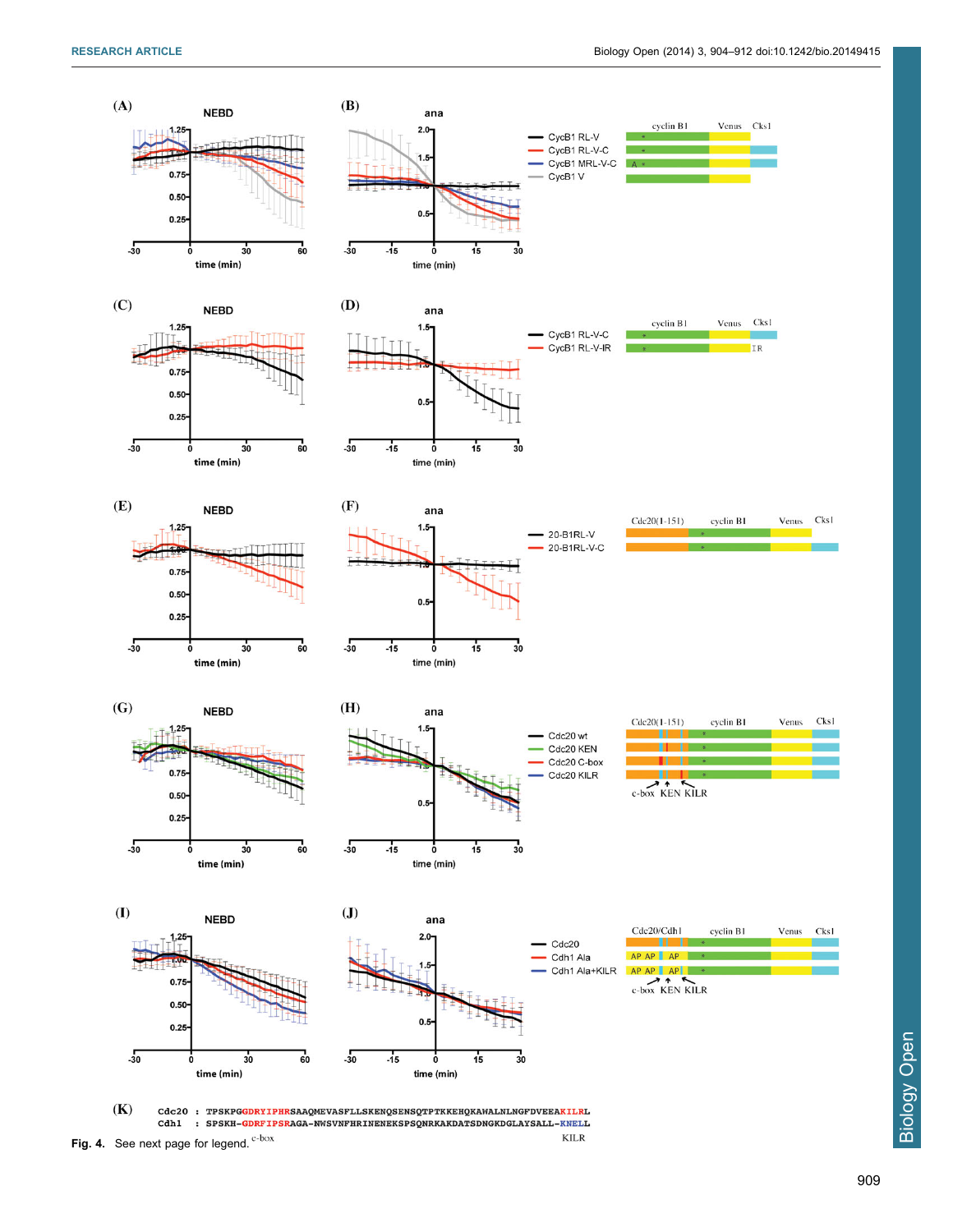Fig. 4. See next page for legend.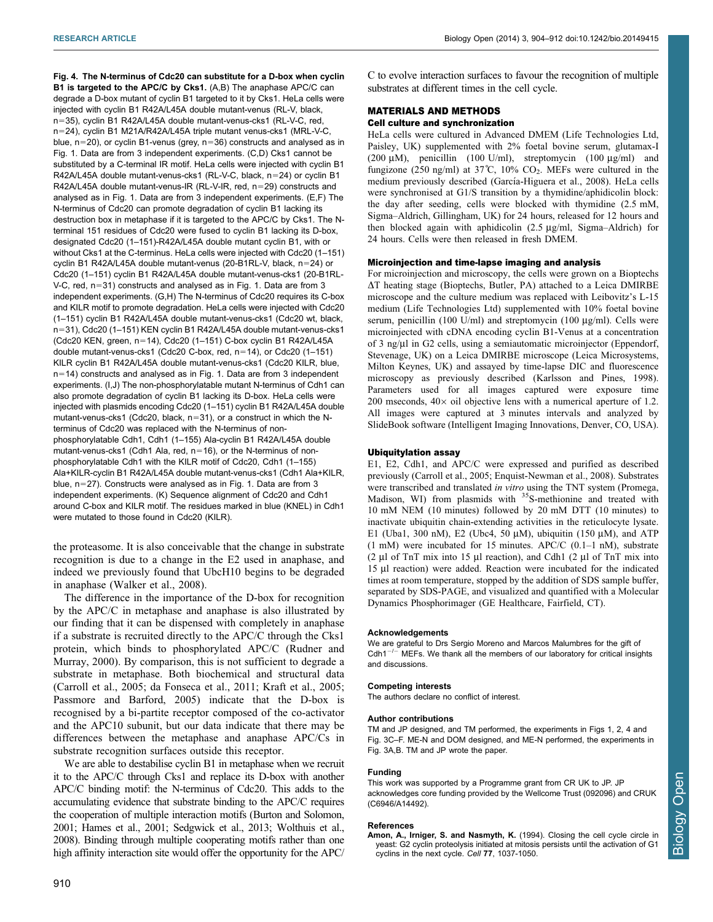**Fig. 4. The N-terminus of Cdc20 can substitute for a D-box when cyclin B1 is targeted to the APC/C by Cks1.** (A,B) The anaphase APC/C can degrade a D-box mutant of cyclin B1 targeted to it by Cks1. HeLa cells were injected with cyclin B1 R42A/L45A double mutant-venus (RL-V, black, n=35), cyclin B1 R42A/L45A double mutant-venus-cks1 (RL-V-C, red, n=24), cyclin B1 M21A/R42A/L45A triple mutant venus-cks1 (MRL-V-C, blue, n=20), or cyclin B1-venus (grey, n=36) constructs and analysed as in Fig. 1. Data are from 3 independent experiments. (C,D) Cks1 cannot be substituted by a C-terminal IR motif. HeLa cells were injected with cyclin B1 R42A/L45A double mutant-venus-cks1 (RL-V-C, black, n=24) or cyclin B1 R42A/L45A double mutant-venus-IR (RL-V-IR, red, n=29) constructs and analysed as in Fig. 1. Data are from 3 independent experiments. (E,F) The N-terminus of Cdc20 can promote degradation of cyclin B1 lacking its destruction box in metaphase if it is targeted to the APC/C by Cks1. The N-terminal 151 residues of Cdc20 were fused to cyclin B1 lacking its D-box, designated Cdc20 (1–151)-R42A/L45A double mutant cyclin B1, with or without Cks1 at the C-terminus. HeLa cells were injected with Cdc20 (1–151) cyclin B1 R42A/L45A double mutant-venus (20-B1RL-V, black, n=24) or Cdc20 (1–151) cyclin B1 R42A/L45A double mutant-venus-cks1 (20-B1RL-V-C, red, n=31) constructs and analysed as in Fig. 1. Data are from 3 independent experiments. (G,H) The N-terminus of Cdc20 requires its C-box and KILR motif to promote degradation. HeLa cells were injected with Cdc20 (1–151) cyclin B1 R42A/L45A double mutant-venus-cks1 (Cdc20 wt, black, n=31), Cdc20 (1–151) KEN cyclin B1 R42A/L45A double mutant-venus-cks1 (Cdc20 KEN, green, n=14), Cdc20 (1–151) C-box cyclin B1 R42A/L45A double mutant-venus-cks1 (Cdc20 C-box, red, n=14), or Cdc20 (1–151) KILR cyclin B1 R42A/L45A double mutant-venus-cks1 (Cdc20 KILR, blue, n=14) constructs and analysed as in Fig. 1. Data are from 3 independent experiments. (I,J) The non-phosphorylatable mutant N-terminus of Cdh1 can also promote degradation of cyclin B1 lacking its D-box. HeLa cells were injected with plasmids encoding Cdc20 (1–151) cyclin B1 R42A/L45A double mutant-venus-cks1 (Cdc20, black, n=31), or a construct in which the N-terminus of Cdc20 was replaced with the N-terminus of non-phosphorylatable Cdh1, Cdh1 (1–155) Ala-cyclin B1 R42A/L45A double mutant-venus-cks1 (Cdh1 Ala, red, n=16), or the N-terminus of non-phosphorylatable Cdh1 with the KILR motif of Cdc20, Cdh1 (1–155) Ala+KILR-cyclin B1 R42A/L45A double mutant-venus-cks1 (Cdh1 Ala+KILR, blue, n=27). Constructs were analysed as in Fig. 1. Data are from 3 independent experiments. (K) Sequence alignment of Cdc20 and Cdh1 around C-box and KILR motif. The residues marked in blue (KNEL) in Cdh1 were mutated to those found in Cdc20 (KILR).

the proteasome. It is also conceivable that the change in substrate recognition is due to a change in the E2 used in anaphase, and indeed we previously found that UbcH10 begins to be degraded in anaphase (Walker et al., 2008).

The difference in the importance of the D-box for recognition by the APC/C in metaphase and anaphase is also illustrated by our finding that it can be dispensed with completely in anaphase if a substrate is recruited directly to the APC/C through the Cks1 protein, which binds to phosphorylated APC/C (Rudner and Murray, 2000). By comparison, this is not sufficient to degrade a substrate in metaphase. Both biochemical and structural data (Carroll et al., 2005; da Fonseca et al., 2011; Kraft et al., 2005; Passmore and Barford, 2005) indicate that the D-box is recognised by a bi-partite receptor composed of the co-activator and the APC10 subunit, but our data indicate that there may be differences between the metaphase and anaphase APC/Cs in substrate recognition surfaces outside this receptor.

We are able to destabilise cyclin B1 in metaphase when we recruit it to the APC/C through Cks1 and replace its D-box with another APC/C binding motif: the N-terminus of Cdc20. This adds to the accumulating evidence that substrate binding to the APC/C requires the cooperation of multiple interaction motifs (Burton and Solomon, 2001; Hames et al., 2001; Sedgwick et al., 2013; Wolthuis et al., 2008). Binding through multiple cooperating motifs rather than one high affinity interaction site would offer the opportunity for the APC/C to evolve interaction surfaces to favour the recognition of multiple substrates at different times in the cell cycle.

## MATERIALS AND METHODS

### Cell culture and synchronization

HeLa cells were cultured in Advanced DMEM (Life Technologies Ltd, Paisley, UK) supplemented with 2% foetal bovine serum, glutamax-I (200 µM), penicillin (100 U/ml), streptomycin (100 µg/ml) and fungizone (250 ng/ml) at 37˚C, 10% $CO_2$. MEFs were cultured in the medium previously described (García-Higuera et al., 2008). HeLa cells were synchronised at G1/S transition by a thymidine/aphidicolin block: the day after seeding, cells were blocked with thymidine (2.5 mM, Sigma–Aldrich, Gillingham, UK) for 24 hours, released for 12 hours and then blocked again with aphidicolin (2.5 µg/ml, Sigma–Aldrich) for 24 hours. Cells were then released in fresh DMEM.

### Microinjection and time-lapse imaging and analysis

For microinjection and microscopy, the cells were grown on a Bioptechs ΔT heating stage (Bioptechs, Butler, PA) attached to a Leica DMIRBE microscope and the culture medium was replaced with Leibovitz's L-15 medium (Life Technologies Ltd) supplemented with 10% foetal bovine serum, penicillin (100 U/ml) and streptomycin (100 µg/ml). Cells were microinjected with cDNA encoding cyclin B1-Venus at a concentration of 3 ng/µl in G2 cells, using a semiautomatic microinjector (Eppendorf, Stevenage, UK) on a Leica DMIRBE microscope (Leica Microsystems, Milton Keynes, UK) and assayed by time-lapse DIC and fluorescence microscopy as previously described (Karlsson and Pines, 1998). Parameters used for all images captured were exposure time 200 mseconds, 40× oil objective lens with a numerical aperture of 1.2. All images were captured at 3 minutes intervals and analyzed by SlideBook software (Intelligent Imaging Innovations, Denver, CO, USA).

### Ubiquitylation assay

E1, E2, Cdh1, and APC/C were expressed and purified as described previously (Carroll et al., 2005; Enquist-Newman et al., 2008). Substrates were transcribed and translated *in vitro* using the TNT system (Promega, Madison, WI) from plasmids with $^{35}$S-methionine and treated with 10 mM NEM (10 minutes) followed by 20 mM DTT (10 minutes) to inactivate ubiquitin chain-extending activities in the reticulocyte lysate. E1 (Uba1, 300 nM), E2 (Ubc4, 50 µM), ubiquitin (150 µM), and ATP (1 mM) were incubated for 15 minutes. APC/C (0.1–1 nM), substrate (2 µl of TnT mix into 15 µl reaction), and Cdh1 (2 µl of TnT mix into 15 µl reaction) were added. Reaction were incubated for the indicated times at room temperature, stopped by the addition of SDS sample buffer, separated by SDS-PAGE, and visualized and quantified with a Molecular Dynamics Phosphorimager (GE Healthcare, Fairfield, CT).

#### Acknowledgements

We are grateful to Drs Sergio Moreno and Marcos Malumbres for the gift of Cdh1$^{-/-}$ MEFs. We thank all the members of our laboratory for critical insights and discussions.

#### Competing interests

The authors declare no conflict of interest.

#### Author contributions

TM and JP designed, and TM performed, the experiments in Figs 1, 2, 4 and Fig. 3C–F. ME-N and DOM designed, and ME-N performed, the experiments in Fig. 3A,B. TM and JP wrote the paper.

#### Funding

This work was supported by a Programme grant from CR UK to JP. JP acknowledges core funding provided by the Wellcome Trust (092096) and CRUK (C6946/A14492).

#### References

**Amon, A., Irniger, S. and Nasmyth, K.** (1994). Closing the cell cycle circle in yeast: G2 cyclin proteolysis initiated at mitosis persists until the activation of G1 cyclins in the next cycle. *Cell* **77**, 1037-1050.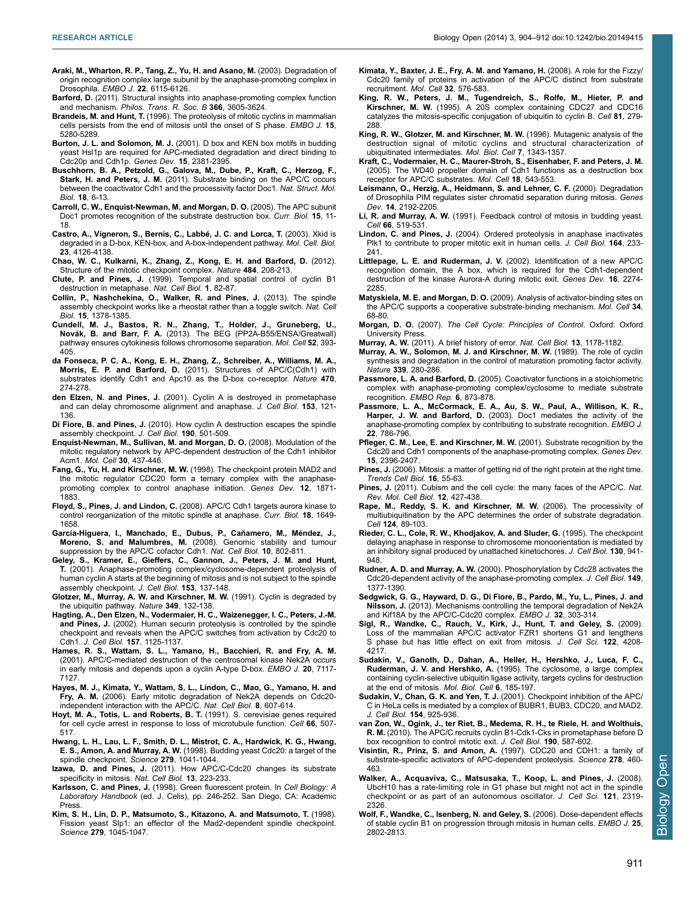**Araki, M., Wharton, R. P., Tang, Z., Yu, H. and Asano, M.** (2003). Degradation of origin recognition complex large subunit by the anaphase-promoting complex in Drosophila. *EMBO J.* **22**, 6115-6126.

**Barford, D.** (2011). Structural insights into anaphase-promoting complex function and mechanism. *Philos. Trans. R. Soc. B* **366**, 3605-3624.

**Brandeis, M. and Hunt, T.** (1996). The proteolysis of mitotic cyclins in mammalian cells persists from the end of mitosis until the onset of S phase. *EMBO J.* **15**, 5280-5289.

**Burton, J. L. and Solomon, M. J.** (2001). D box and KEN box motifs in budding yeast Hsl1p are required for APC-mediated degradation and direct binding to Cdc20p and Cdh1p. *Genes Dev.* **15**, 2381-2395.

**Buschhorn, B. A., Petzold, G., Galova, M., Dube, P., Kraft, C., Herzog, F., Stark, H. and Peters, J. M.** (2011). Substrate binding on the APC/C occurs between the coactivator Cdh1 and the processivity factor Doc1. *Nat. Struct. Mol. Biol.* **18**, 6-13.

**Carroll, C. W., Enquist-Newman, M. and Morgan, D. O.** (2005). The APC subunit Doc1 promotes recognition of the substrate destruction box. *Curr. Biol.* **15**, 11-18.

**Castro, A., Vigneron, S., Bernis, C., Labbé, J. C. and Lorca, T.** (2003). Xkid is degraded in a D-box, KEN-box, and A-box-independent pathway. *Mol. Cell. Biol.* **23**, 4126-4138.

**Chao, W. C., Kulkarni, K., Zhang, Z., Kong, E. H. and Barford, D.** (2012). Structure of the mitotic checkpoint complex. *Nature* **484**, 208-213.

**Clute, P. and Pines, J.** (1999). Temporal and spatial control of cyclin B1 destruction in metaphase. *Nat. Cell Biol.* **1**, 82-87.

**Collin, P., Nashchekina, O., Walker, R. and Pines, J.** (2013). The spindle assembly checkpoint works like a rheostat rather than a toggle switch. *Nat. Cell Biol.* **15**, 1378-1385.

**Cundell, M. J., Bastos, R. N., Zhang, T., Holder, J., Gruneberg, U., Novák, B. and Barr, F. A.** (2013). The BEG (PP2A-B55/ENSA/Greatwall) pathway ensures cytokinesis follows chromosome separation. *Mol. Cell* **52**, 393-405.

**da Fonseca, P. C. A., Kong, E. H., Zhang, Z., Schreiber, A., Williams, M. A., Morris, E. P. and Barford, D.** (2011). Structures of APC/C(Cdh1) with substrates identify Cdh1 and Apc10 as the D-box co-receptor. *Nature* **470**, 274-278.

**den Elzen, N. and Pines, J.** (2001). Cyclin A is destroyed in prometaphase and can delay chromosome alignment and anaphase. *J. Cell Biol.* **153**, 121-136.

**Di Fiore, B. and Pines, J.** (2010). How cyclin A destruction escapes the spindle assembly checkpoint. *J. Cell Biol.* **190**, 501-509.

**Enquist-Newman, M., Sullivan, M. and Morgan, D. O.** (2008). Modulation of the mitotic regulatory network by APC-dependent destruction of the Cdh1 inhibitor Acm1. *Mol. Cell* **30**, 437-446.

**Fang, G., Yu, H. and Kirschner, M. W.** (1998). The checkpoint protein MAD2 and the mitotic regulator CDC20 form a ternary complex with the anaphase-promoting complex to control anaphase initiation. *Genes Dev.* **12**, 1871-1883.

**Floyd, S., Pines, J. and Lindon, C.** (2008). APC/C Cdh1 targets aurora kinase to control reorganization of the mitotic spindle at anaphase. *Curr. Biol.* **18**, 1649-1658.

**García-Higuera, I., Manchado, E., Dubus, P., Cañamero, M., Méndez, J., Moreno, S. and Malumbres, M.** (2008). Genomic stability and tumour suppression by the APC/C cofactor Cdh1. *Nat. Cell Biol.* **10**, 802-811.

**Geley, S., Kramer, E., Gieffers, C., Gannon, J., Peters, J. M. and Hunt, T.** (2001). Anaphase-promoting complex/cyclosome-dependent proteolysis of human cyclin A starts at the beginning of mitosis and is not subject to the spindle assembly checkpoint. *J. Cell Biol.* **153**, 137-148.

**Glotzer, M., Murray, A. W. and Kirschner, M. W.** (1991). Cyclin is degraded by the ubiquitin pathway. *Nature* **349**, 132-138.

**Hagting, A., Den Elzen, N., Vodermaier, H. C., Waizenegger, I. C., Peters, J.-M. and Pines, J.** (2002). Human securin proteolysis is controlled by the spindle checkpoint and reveals when the APC/C switches from activation by Cdc20 to Cdh1. *J. Cell Biol.* **157**, 1125-1137.

**Hames, R. S., Wattam, S. L., Yamano, H., Bacchieri, R. and Fry, A. M.** (2001). APC/C-mediated destruction of the centrosomal kinase Nek2A occurs in early mitosis and depends upon a cyclin A-type D-box. *EMBO J.* **20**, 7117-7127.

**Hayes, M. J., Kimata, Y., Wattam, S. L., Lindon, C., Mao, G., Yamano, H. and Fry, A. M.** (2006). Early mitotic degradation of Nek2A depends on Cdc20-independent interaction with the APC/C. *Nat. Cell Biol.* **8**, 607-614.

**Hoyt, M. A., Totis, L. and Roberts, B. T.** (1991). S. cerevisiae genes required for cell cycle arrest in response to loss of microtubule function. *Cell* **66**, 507-517.

**Hwang, L. H., Lau, L. F., Smith, D. L., Mistrot, C. A., Hardwick, K. G., Hwang, E. S., Amon, A. and Murray, A. W.** (1998). Budding yeast Cdc20: a target of the spindle checkpoint. *Science* **279**, 1041-1044.

**Izawa, D. and Pines, J.** (2011). How APC/C-Cdc20 changes its substrate specificity in mitosis. *Nat. Cell Biol.* **13**, 223-233.

**Karlsson, C. and Pines, J.** (1998). Green fluorescent protein. In *Cell Biology: A Laboratory Handbook* (ed. J. Celis), pp. 246-252. San Diego, CA: Academic Press.

**Kim, S. H., Lin, D. P., Matsumoto, S., Kitazono, A. and Matsumoto, T.** (1998). Fission yeast Slp1: an effector of the Mad2-dependent spindle checkpoint. *Science* **279**, 1045-1047.

**Kimata, Y., Baxter, J. E., Fry, A. M. and Yamano, H.** (2008). A role for the Fizzy/Cdc20 family of proteins in activation of the APC/C distinct from substrate recruitment. *Mol. Cell* **32**, 576-583.

**King, R. W., Peters, J. M., Tugendreich, S., Rolfe, M., Hieter, P. and Kirschner, M. W.** (1995). A 20S complex containing CDC27 and CDC16 catalyzes the mitosis-specific conjugation of ubiquitin to cyclin B. *Cell* **81**, 279-288.

**King, R. W., Glotzer, M. and Kirschner, M. W.** (1996). Mutagenic analysis of the destruction signal of mitotic cyclins and structural characterization of ubiquitinated intermediates. *Mol. Biol. Cell* **7**, 1343-1357.

**Kraft, C., Vodermaier, H. C., Maurer-Stroh, S., Eisenhaber, F. and Peters, J. M.** (2005). The WD40 propeller domain of Cdh1 functions as a destruction box receptor for APC/C substrates. *Mol. Cell* **18**, 543-553.

**Leismann, O., Herzig, A., Heidmann, S. and Lehner, C. F.** (2000). Degradation of Drosophila PIM regulates sister chromatid separation during mitosis. *Genes Dev.* **14**, 2192-2205.

**Li, R. and Murray, A. W.** (1991). Feedback control of mitosis in budding yeast. *Cell* **66**, 519-531.

**Lindon, C. and Pines, J.** (2004). Ordered proteolysis in anaphase inactivates Plk1 to contribute to proper mitotic exit in human cells. *J. Cell Biol.* **164**, 233-241.

**Littlepage, L. E. and Ruderman, J. V.** (2002). Identification of a new APC/C recognition domain, the A box, which is required for the Cdh1-dependent destruction of the kinase Aurora-A during mitotic exit. *Genes Dev.* **16**, 2274-2285.

**Matyskiela, M. E. and Morgan, D. O.** (2009). Analysis of activator-binding sites on the APC/C supports a cooperative substrate-binding mechanism. *Mol. Cell* **34**, 68-80.

**Morgan, D. O.** (2007). *The Cell Cycle: Principles of Control*. Oxford: Oxford University Press.

**Murray, A. W.** (2011). A brief history of error. *Nat. Cell Biol.* **13**, 1178-1182.

**Murray, A. W., Solomon, M. J. and Kirschner, M. W.** (1989). The role of cyclin synthesis and degradation in the control of maturation promoting factor activity. *Nature* **339**, 280-286.

**Passmore, L. A. and Barford, D.** (2005). Coactivator functions in a stoichiometric complex with anaphase-promoting complex/cyclosome to mediate substrate recognition. *EMBO Rep.* **6**, 873-878.

**Passmore, L. A., McCormack, E. A., Au, S. W., Paul, A., Willison, K. R., Harper, J. W. and Barford, D.** (2003). Doc1 mediates the activity of the anaphase-promoting complex by contributing to substrate recognition. *EMBO J.* **22**, 786-796.

**Pfleger, C. M., Lee, E. and Kirschner, M. W.** (2001). Substrate recognition by the Cdc20 and Cdh1 components of the anaphase-promoting complex. *Genes Dev.* **15**, 2396-2407.

**Pines, J.** (2006). Mitosis: a matter of getting rid of the right protein at the right time. *Trends Cell Biol.* **16**, 55-63.

**Pines, J.** (2011). Cubism and the cell cycle: the many faces of the APC/C. *Nat. Rev. Mol. Cell Biol.* **12**, 427-438.

**Rape, M., Reddy, S. K. and Kirschner, M. W.** (2006). The processivity of multiubiquitination by the APC determines the order of substrate degradation. *Cell* **124**, 89-103.

**Rieder, C. L., Cole, R. W., Khodjakov, A. and Sluder, G.** (1995). The checkpoint delaying anaphase in response to chromosome monoorientation is mediated by an inhibitory signal produced by unattached kinetochores. *J. Cell Biol.* **130**, 941-948.

**Rudner, A. D. and Murray, A. W.** (2000). Phosphorylation by Cdc28 activates the Cdc20-dependent activity of the anaphase-promoting complex. *J. Cell Biol.* **149**, 1377-1390.

**Sedgwick, G. G., Hayward, D. G., Di Fiore, B., Pardo, M., Yu, L., Pines, J. and Nilsson, J.** (2013). Mechanisms controlling the temporal degradation of Nek2A and Kif18A by the APC/C-Cdc20 complex. *EMBO J.* **32**, 303-314.

**Sigl, R., Wandke, C., Rauch, V., Kirk, J., Hunt, T. and Geley, S.** (2009). Loss of the mammalian APC/C activator FZR1 shortens G1 and lengthens S phase but has little effect on exit from mitosis. *J. Cell Sci.* **122**, 4208-4217.

**Sudakin, V., Ganoth, D., Dahan, A., Heller, H., Hershko, J., Luca, F. C., Ruderman, J. V. and Hershko, A.** (1995). The cyclosome, a large complex containing cyclin-selective ubiquitin ligase activity, targets cyclins for destruction at the end of mitosis. *Mol. Biol. Cell* **6**, 185-197.

**Sudakin, V., Chan, G. K. and Yen, T. J.** (2001). Checkpoint inhibition of the APC/C in HeLa cells is mediated by a complex of BUBR1, BUB3, CDC20, and MAD2. *J. Cell Biol.* **154**, 925-936.

**van Zon, W., Ogink, J., ter Riet, B., Medema, R. H., te Riele, H. and Wolthuis, R. M.** (2010). The APC/C recruits cyclin B1-Cdk1-Cks in prometaphase before D box recognition to control mitotic exit. *J. Cell Biol.* **190**, 587-602.

**Visintin, R., Prinz, S. and Amon, A.** (1997). CDC20 and CDH1: a family of substrate-specific activators of APC-dependent proteolysis. *Science* **278**, 460-463.

**Walker, A., Acquaviva, C., Matsusaka, T., Koop, L. and Pines, J.** (2008). UbcH10 has a rate-limiting role in G1 phase but might not act in the spindle checkpoint or as part of an autonomous oscillator. *J. Cell Sci.* **121**, 2319-2326.

**Wolf, F., Wandke, C., Isenberg, N. and Geley, S.** (2006). Dose-dependent effects of stable cyclin B1 on progression through mitosis in human cells. *EMBO J.* **25**, 2802-2813.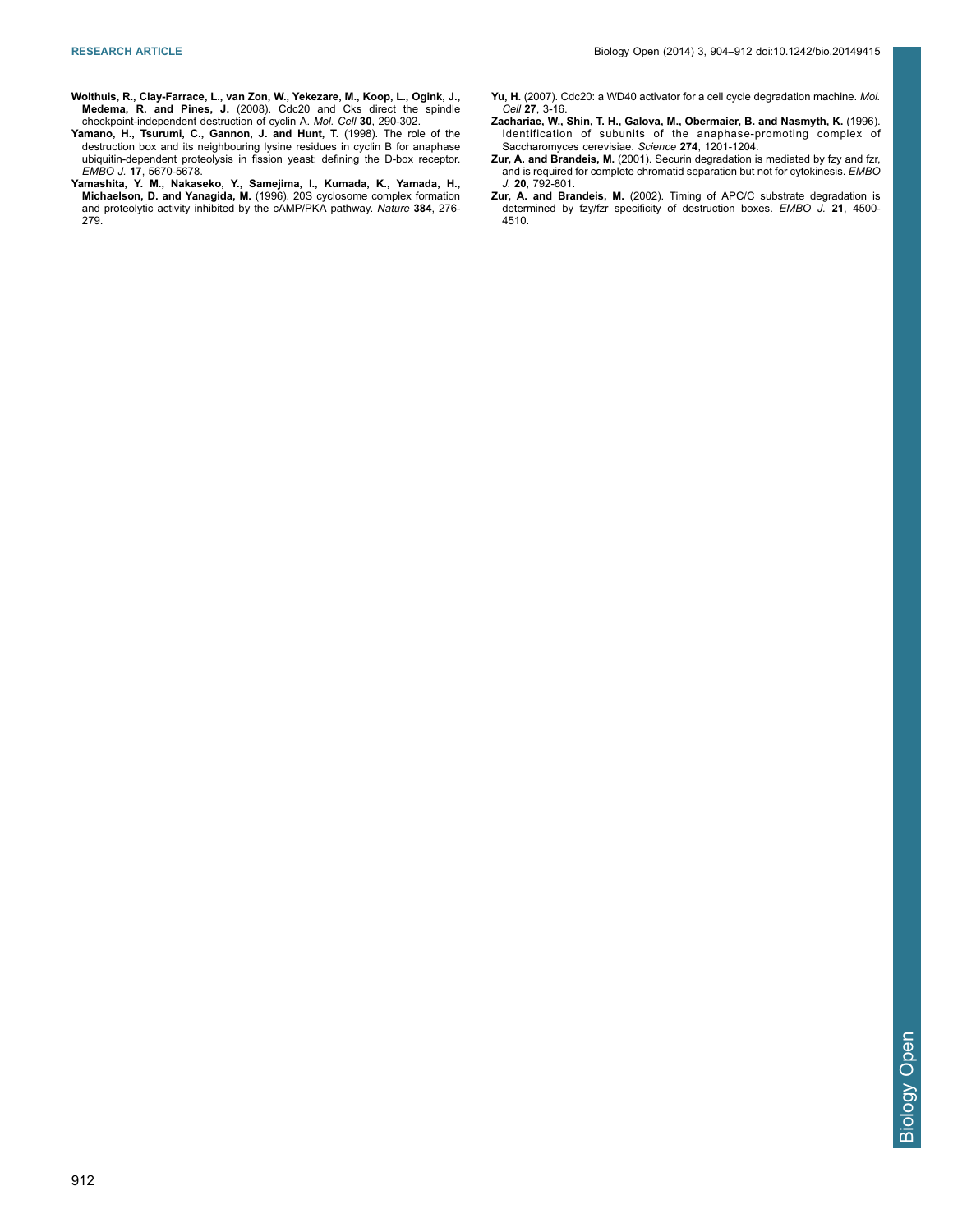**Wolthuis, R., Clay-Farrace, L., van Zon, W., Yekezare, M., Koop, L., Ogink, J., Medema, R. and Pines, J.** (2008). Cdc20 and Cks direct the spindle checkpoint-independent destruction of cyclin A. *Mol. Cell* **30**, 290-302.

**Yamano, H., Tsurumi, C., Gannon, J. and Hunt, T.** (1998). The role of the destruction box and its neighbouring lysine residues in cyclin B for anaphase ubiquitin-dependent proteolysis in fission yeast: defining the D-box receptor. *EMBO J.* **17**, 5670-5678.

**Yamashita, Y. M., Nakaseko, Y., Samejima, I., Kumada, K., Yamada, H., Michaelson, D. and Yanagida, M.** (1996). 20S cyclosome complex formation and proteolytic activity inhibited by the cAMP/PKA pathway. *Nature* **384**, 276-279.

**Yu, H.** (2007). Cdc20: a WD40 activator for a cell cycle degradation machine. *Mol. Cell* **27**, 3-16.

**Zachariae, W., Shin, T. H., Galova, M., Obermaier, B. and Nasmyth, K.** (1996). Identification of subunits of the anaphase-promoting complex of Saccharomyces cerevisiae. *Science* **274**, 1201-1204.

**Zur, A. and Brandeis, M.** (2001). Securin degradation is mediated by fzy and fzr, and is required for complete chromatid separation but not for cytokinesis. *EMBO J.* **20**, 792-801.

**Zur, A. and Brandeis, M.** (2002). Timing of APC/C substrate degradation is determined by fzy/fzr specificity of destruction boxes. *EMBO J.* **21**, 4500-4510.